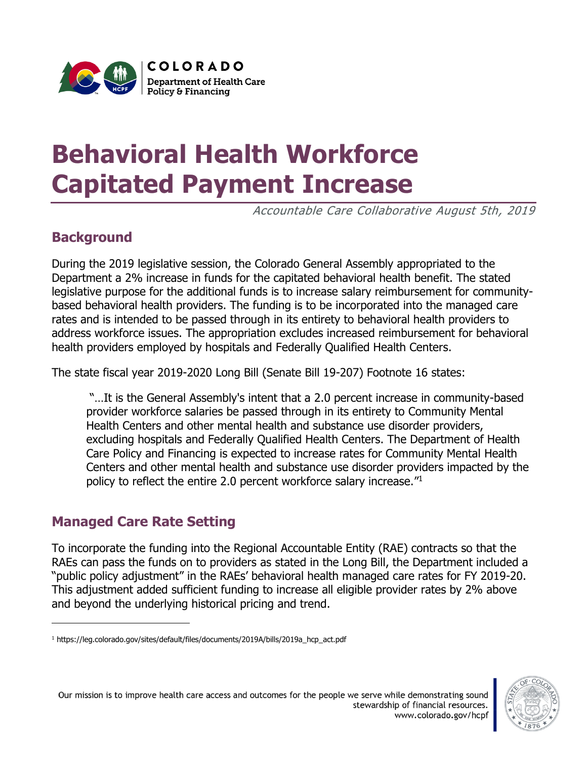# Behavioral Health Workforce Capitated Payment Increase

*Accountable Care Collaborative August 5th, 2019*

## Background

During the 2019 legislative session, the Colorado General Assembly appropriated to the Department a 2% increase in funds for the capitated behavioral health benefit. The stated legislative purpose for the additional funds is to increase salary reimbursement for community-based behavioral health providers. The funding is to be incorporated into the managed care rates and is intended to be passed through in its entirety to behavioral health providers to address workforce issues. The appropriation excludes increased reimbursement for behavioral health providers employed by hospitals and Federally Qualified Health Centers.

The state fiscal year 2019-2020 Long Bill (Senate Bill 19-207) Footnote 16 states:

> "…It is the General Assembly's intent that a 2.0 percent increase in community-based provider workforce salaries be passed through in its entirety to Community Mental Health Centers and other mental health and substance use disorder providers, excluding hospitals and Federally Qualified Health Centers. The Department of Health Care Policy and Financing is expected to increase rates for Community Mental Health Centers and other mental health and substance use disorder providers impacted by the policy to reflect the entire 2.0 percent workforce salary increase."[1]

## Managed Care Rate Setting

To incorporate the funding into the Regional Accountable Entity (RAE) contracts so that the RAEs can pass the funds on to providers as stated in the Long Bill, the Department included a "public policy adjustment" in the RAEs' behavioral health managed care rates for FY 2019-20. This adjustment added sufficient funding to increase all eligible provider rates by 2% above and beyond the underlying historical pricing and trend.

---

[1] https://leg.colorado.gov/sites/default/files/documents/2019A/bills/2019a_hcp_act.pdf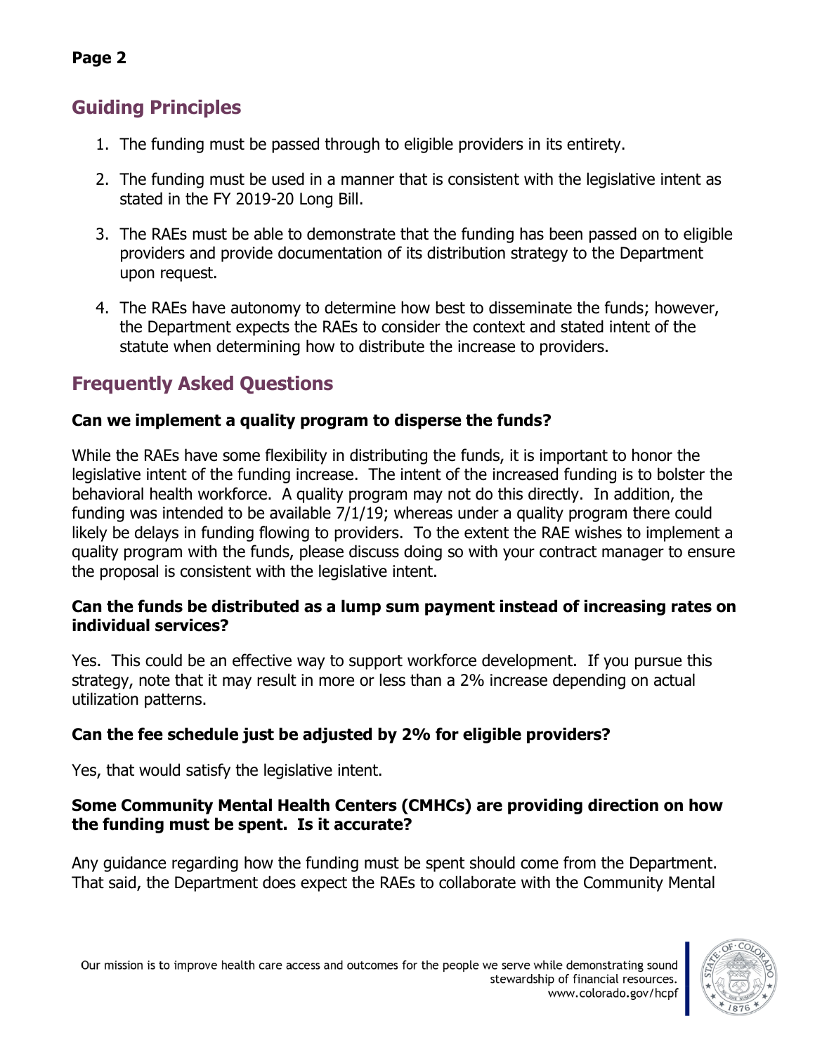## Guiding Principles

1. The funding must be passed through to eligible providers in its entirety.
2. The funding must be used in a manner that is consistent with the legislative intent as stated in the FY 2019-20 Long Bill.
3. The RAEs must be able to demonstrate that the funding has been passed on to eligible providers and provide documentation of its distribution strategy to the Department upon request.
4. The RAEs have autonomy to determine how best to disseminate the funds; however, the Department expects the RAEs to consider the context and stated intent of the statute when determining how to distribute the increase to providers.

## Frequently Asked Questions

### Can we implement a quality program to disperse the funds?

While the RAEs have some flexibility in distributing the funds, it is important to honor the legislative intent of the funding increase. The intent of the increased funding is to bolster the behavioral health workforce. A quality program may not do this directly. In addition, the funding was intended to be available 7/1/19; whereas under a quality program there could likely be delays in funding flowing to providers. To the extent the RAE wishes to implement a quality program with the funds, please discuss doing so with your contract manager to ensure the proposal is consistent with the legislative intent.

### Can the funds be distributed as a lump sum payment instead of increasing rates on individual services?

Yes. This could be an effective way to support workforce development. If you pursue this strategy, note that it may result in more or less than a 2% increase depending on actual utilization patterns.

### Can the fee schedule just be adjusted by 2% for eligible providers?

Yes, that would satisfy the legislative intent.

### Some Community Mental Health Centers (CMHCs) are providing direction on how the funding must be spent. Is it accurate?

Any guidance regarding how the funding must be spent should come from the Department. That said, the Department does expect the RAEs to collaborate with the Community Mental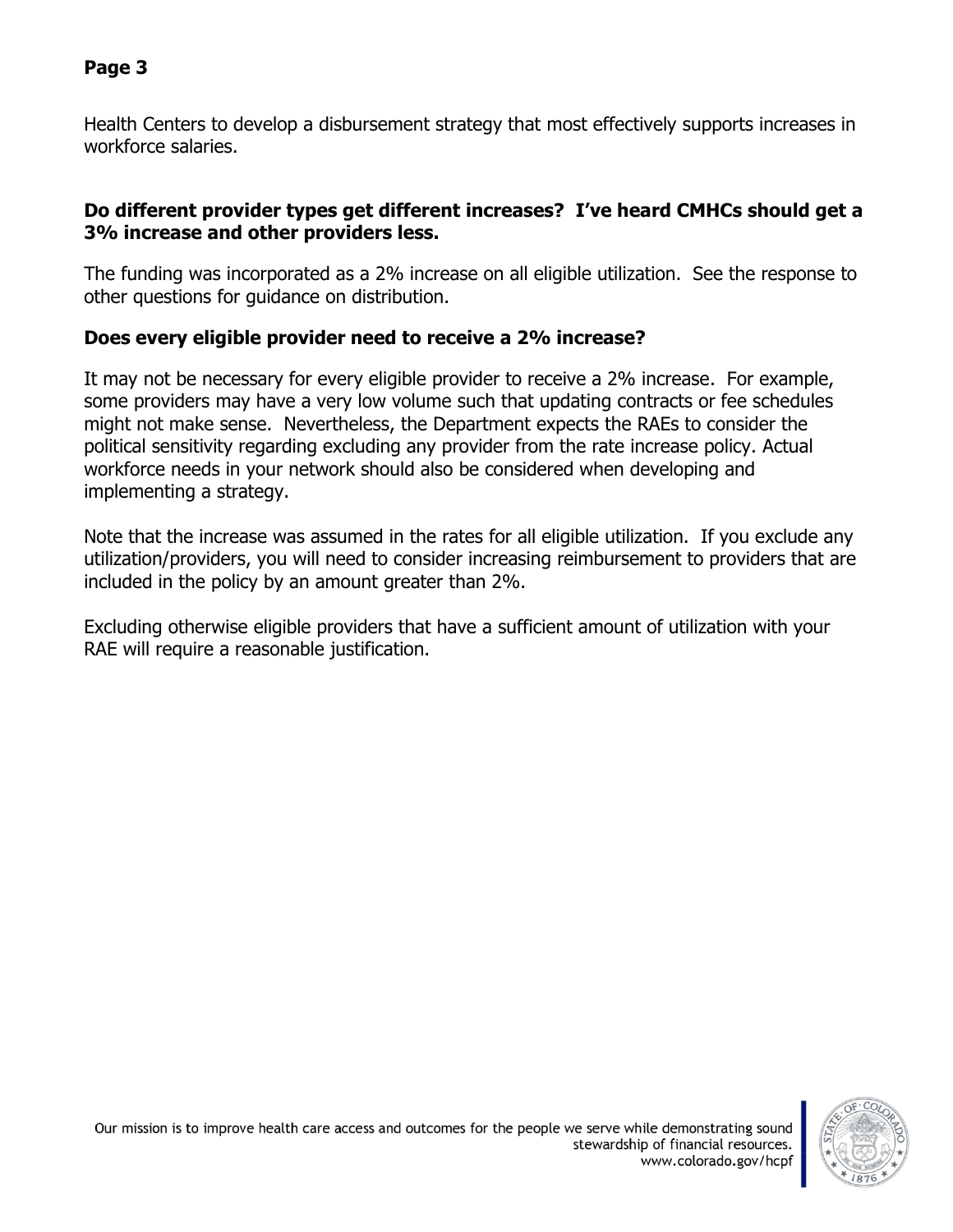Health Centers to develop a disbursement strategy that most effectively supports increases in workforce salaries.

**Do different provider types get different increases? I've heard CMHCs should get a 3% increase and other providers less.**

The funding was incorporated as a 2% increase on all eligible utilization. See the response to other questions for guidance on distribution.

**Does every eligible provider need to receive a 2% increase?**

It may not be necessary for every eligible provider to receive a 2% increase. For example, some providers may have a very low volume such that updating contracts or fee schedules might not make sense. Nevertheless, the Department expects the RAEs to consider the political sensitivity regarding excluding any provider from the rate increase policy. Actual workforce needs in your network should also be considered when developing and implementing a strategy.

Note that the increase was assumed in the rates for all eligible utilization. If you exclude any utilization/providers, you will need to consider increasing reimbursement to providers that are included in the policy by an amount greater than 2%.

Excluding otherwise eligible providers that have a sufficient amount of utilization with your RAE will require a reasonable justification.